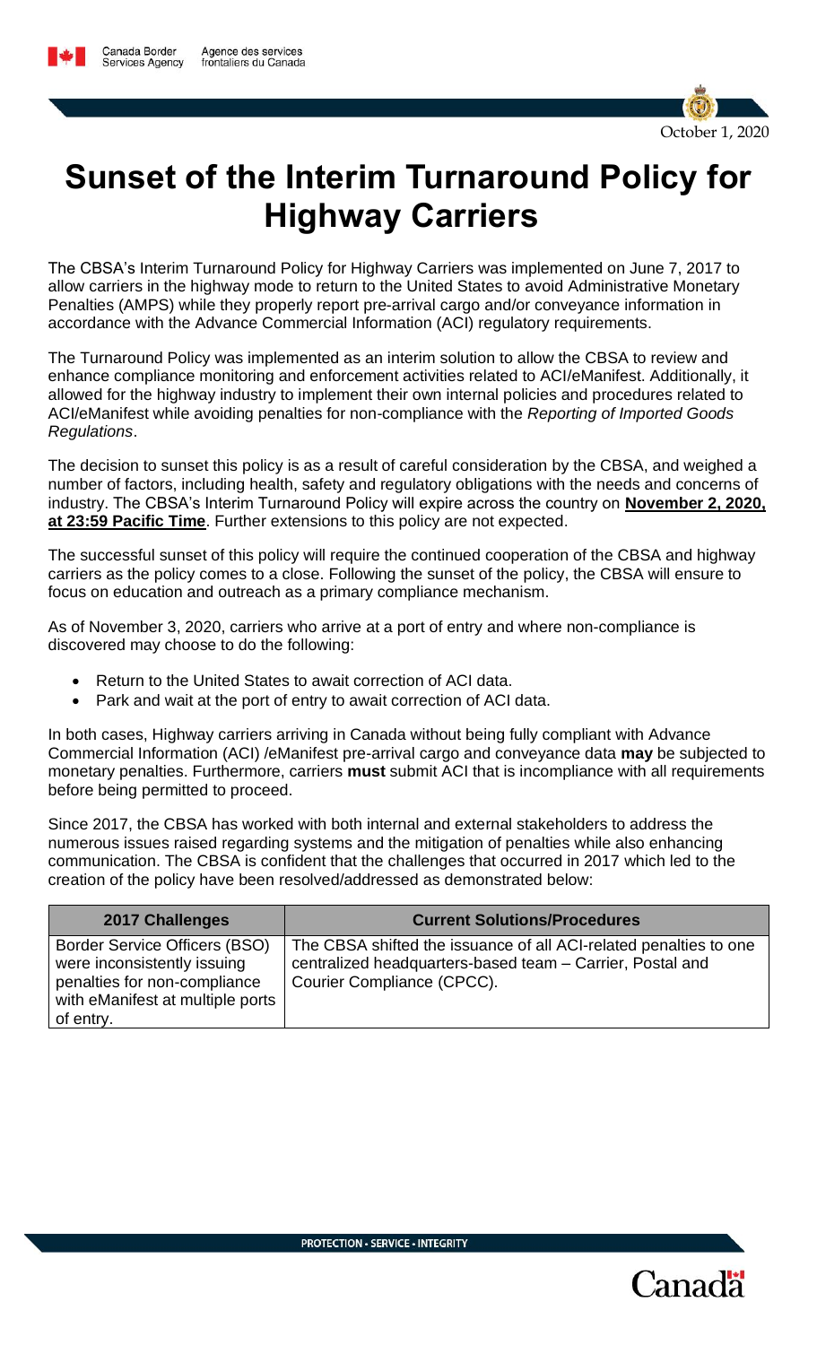October 1, 2020

# Sunset of the Interim Turnaround Policy for Highway Carriers

The CBSA's Interim Turnaround Policy for Highway Carriers was implemented on June 7, 2017 to allow carriers in the highway mode to return to the United States to avoid Administrative Monetary Penalties (AMPS) while they properly report pre-arrival cargo and/or conveyance information in accordance with the Advance Commercial Information (ACI) regulatory requirements.

The Turnaround Policy was implemented as an interim solution to allow the CBSA to review and enhance compliance monitoring and enforcement activities related to ACI/eManifest. Additionally, it allowed for the highway industry to implement their own internal policies and procedures related to ACI/eManifest while avoiding penalties for non-compliance with the *Reporting of Imported Goods Regulations*.

The decision to sunset this policy is as a result of careful consideration by the CBSA, and weighed a number of factors, including health, safety and regulatory obligations with the needs and concerns of industry. The CBSA's Interim Turnaround Policy will expire across the country on **November 2, 2020, at 23:59 Pacific Time**. Further extensions to this policy are not expected.

The successful sunset of this policy will require the continued cooperation of the CBSA and highway carriers as the policy comes to a close. Following the sunset of the policy, the CBSA will ensure to focus on education and outreach as a primary compliance mechanism.

As of November 3, 2020, carriers who arrive at a port of entry and where non-compliance is discovered may choose to do the following:

- Return to the United States to await correction of ACI data.
- Park and wait at the port of entry to await correction of ACI data.

In both cases, Highway carriers arriving in Canada without being fully compliant with Advance Commercial Information (ACI) /eManifest pre-arrival cargo and conveyance data **may** be subjected to monetary penalties. Furthermore, carriers **must** submit ACI that is incompliance with all requirements before being permitted to proceed.

Since 2017, the CBSA has worked with both internal and external stakeholders to address the numerous issues raised regarding systems and the mitigation of penalties while also enhancing communication. The CBSA is confident that the challenges that occurred in 2017 which led to the creation of the policy have been resolved/addressed as demonstrated below:

| 2017 Challenges | Current Solutions/Procedures |
| --- | --- |
| Border Service Officers (BSO) were inconsistently issuing penalties for non-compliance with eManifest at multiple ports of entry. | The CBSA shifted the issuance of all ACI-related penalties to one centralized headquarters-based team – Carrier, Postal and Courier Compliance (CPCC). |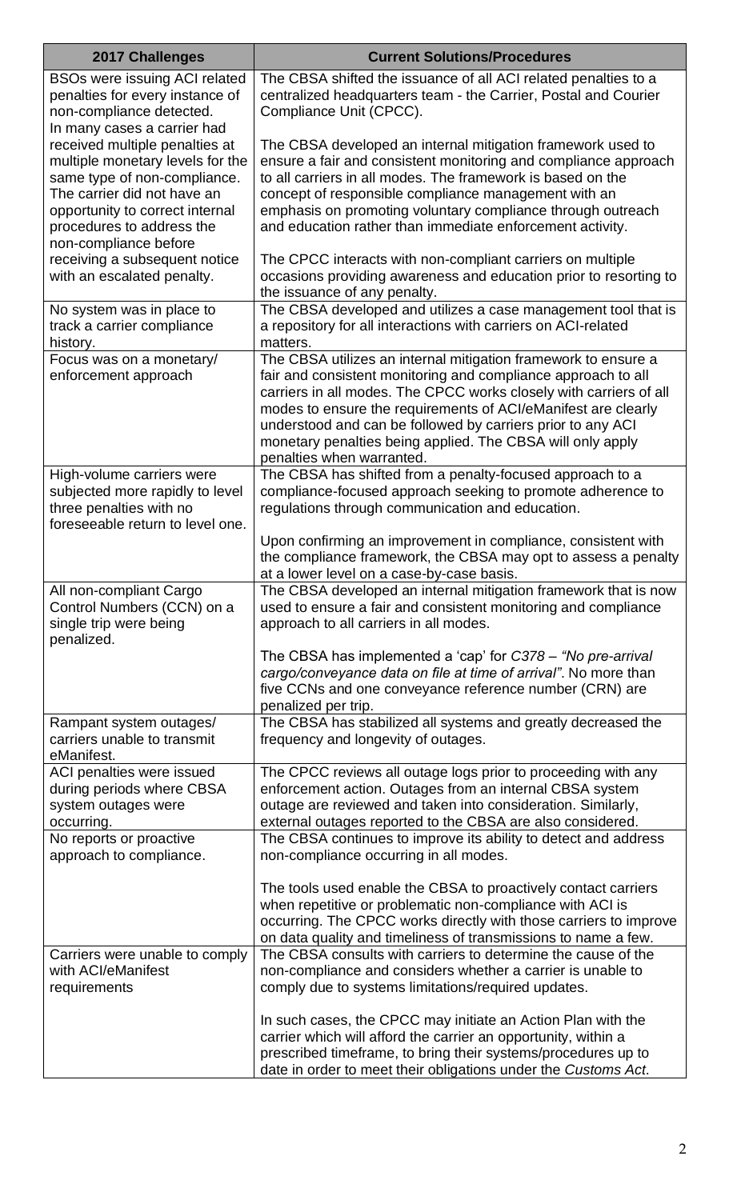| 2017 Challenges | Current Solutions/Procedures |
|---|---|
| BSOs were issuing ACI related penalties for every instance of non-compliance detected. In many cases a carrier had received multiple penalties at multiple monetary levels for the same type of non-compliance. The carrier did not have an opportunity to correct internal procedures to address the non-compliance before receiving a subsequent notice with an escalated penalty. | The CBSA shifted the issuance of all ACI related penalties to a centralized headquarters team - the Carrier, Postal and Courier Compliance Unit (CPCC).<br><br>The CBSA developed an internal mitigation framework used to ensure a fair and consistent monitoring and compliance approach to all carriers in all modes. The framework is based on the concept of responsible compliance management with an emphasis on promoting voluntary compliance through outreach and education rather than immediate enforcement activity.<br><br>The CPCC interacts with non-compliant carriers on multiple occasions providing awareness and education prior to resorting to the issuance of any penalty. |
| No system was in place to track a carrier compliance history. | The CBSA developed and utilizes a case management tool that is a repository for all interactions with carriers on ACI-related matters. |
| Focus was on a monetary/ enforcement approach | The CBSA utilizes an internal mitigation framework to ensure a fair and consistent monitoring and compliance approach to all carriers in all modes. The CPCC works closely with carriers of all modes to ensure the requirements of ACI/eManifest are clearly understood and can be followed by carriers prior to any ACI monetary penalties being applied. The CBSA will only apply penalties when warranted. |
| High-volume carriers were subjected more rapidly to level three penalties with no foreseeable return to level one. | The CBSA has shifted from a penalty-focused approach to a compliance-focused approach seeking to promote adherence to regulations through communication and education.<br><br>Upon confirming an improvement in compliance, consistent with the compliance framework, the CBSA may opt to assess a penalty at a lower level on a case-by-case basis. |
| All non-compliant Cargo Control Numbers (CCN) on a single trip were being penalized. | The CBSA developed an internal mitigation framework that is now used to ensure a fair and consistent monitoring and compliance approach to all carriers in all modes.<br><br>The CBSA has implemented a 'cap' for *C378 – "No pre-arrival cargo/conveyance data on file at time of arrival"*. No more than five CCNs and one conveyance reference number (CRN) are penalized per trip. |
| Rampant system outages/ carriers unable to transmit eManifest. | The CBSA has stabilized all systems and greatly decreased the frequency and longevity of outages. |
| ACI penalties were issued during periods where CBSA system outages were occurring. | The CPCC reviews all outage logs prior to proceeding with any enforcement action. Outages from an internal CBSA system outage are reviewed and taken into consideration. Similarly, external outages reported to the CBSA are also considered. |
| No reports or proactive approach to compliance. | The CBSA continues to improve its ability to detect and address non-compliance occurring in all modes.<br><br>The tools used enable the CBSA to proactively contact carriers when repetitive or problematic non-compliance with ACI is occurring. The CPCC works directly with those carriers to improve on data quality and timeliness of transmissions to name a few. |
| Carriers were unable to comply with ACI/eManifest requirements | The CBSA consults with carriers to determine the cause of the non-compliance and considers whether a carrier is unable to comply due to systems limitations/required updates.<br><br>In such cases, the CPCC may initiate an Action Plan with the carrier which will afford the carrier an opportunity, within a prescribed timeframe, to bring their systems/procedures up to date in order to meet their obligations under the *Customs Act*. |